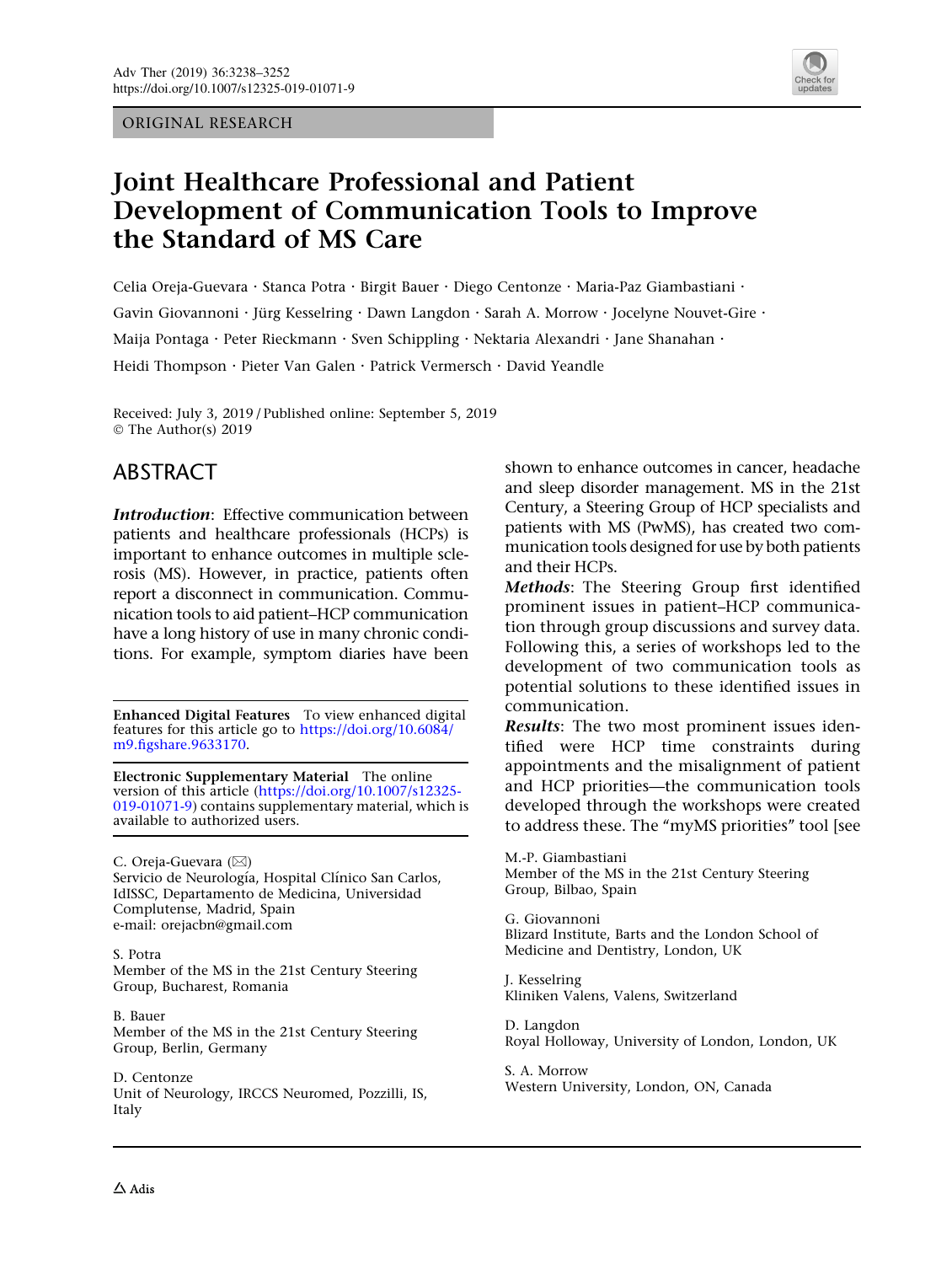ORIGINAL RESEARCH

# Joint Healthcare Professional and Patient Development of Communication Tools to Improve the Standard of MS Care

Celia Oreja-Guevara · Stanca Potra · Birgit Bauer · Diego Centonze · Maria-Paz Giambastiani · Gavin Giovannoni · Jürg Kesselring · Dawn Langdon · Sarah A. Morrow · Jocelyne Nouvet-Gire · Maija Pontaga · Peter Rieckmann · Sven Schippling · Nektaria Alexandri · Jane Shanahan · Heidi Thompson · Pieter Van Galen · Patrick Vermersch · David Yeandle

Received: July 3, 2019 / Published online: September 5, 2019
© The Author(s) 2019

## ABSTRACT

***Introduction***: Effective communication between patients and healthcare professionals (HCPs) is important to enhance outcomes in multiple sclerosis (MS). However, in practice, patients often report a disconnect in communication. Communication tools to aid patient–HCP communication have a long history of use in many chronic conditions. For example, symptom diaries have been shown to enhance outcomes in cancer, headache and sleep disorder management. MS in the 21st Century, a Steering Group of HCP specialists and patients with MS (PwMS), has created two communication tools designed for use by both patients and their HCPs.

***Methods***: The Steering Group first identified prominent issues in patient–HCP communication through group discussions and survey data. Following this, a series of workshops led to the development of two communication tools as potential solutions to these identified issues in communication.

***Results***: The two most prominent issues identified were HCP time constraints during appointments and the misalignment of patient and HCP priorities—the communication tools developed through the workshops were created to address these. The "myMS priorities" tool [see

**Enhanced Digital Features** To view enhanced digital features for this article go to https://doi.org/10.6084/m9.figshare.9633170.

**Electronic Supplementary Material** The online version of this article (https://doi.org/10.1007/s12325-019-01071-9) contains supplementary material, which is available to authorized users.

C. Oreja-Guevara (✉)
Servicio de Neurología, Hospital Clínico San Carlos, IdISSC, Departamento de Medicina, Universidad Complutense, Madrid, Spain
e-mail: orejacbn@gmail.com

S. Potra
Member of the MS in the 21st Century Steering Group, Bucharest, Romania

B. Bauer
Member of the MS in the 21st Century Steering Group, Berlin, Germany

D. Centonze
Unit of Neurology, IRCCS Neuromed, Pozzilli, IS, Italy

M.-P. Giambastiani
Member of the MS in the 21st Century Steering Group, Bilbao, Spain

G. Giovannoni
Blizard Institute, Barts and the London School of Medicine and Dentistry, London, UK

J. Kesselring
Kliniken Valens, Valens, Switzerland

D. Langdon
Royal Holloway, University of London, London, UK

S. A. Morrow
Western University, London, ON, Canada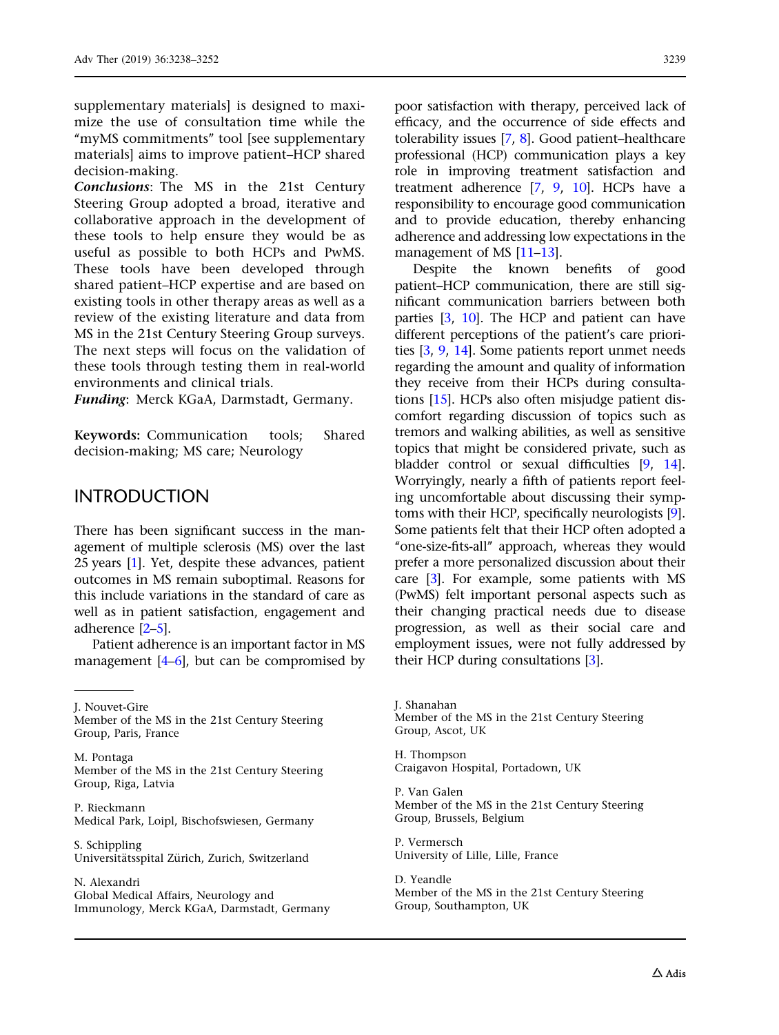supplementary materials] is designed to maximize the use of consultation time while the "myMS commitments" tool [see supplementary materials] aims to improve patient–HCP shared decision-making.

***Conclusions***: The MS in the 21st Century Steering Group adopted a broad, iterative and collaborative approach in the development of these tools to help ensure they would be as useful as possible to both HCPs and PwMS. These tools have been developed through shared patient–HCP expertise and are based on existing tools in other therapy areas as well as a review of the existing literature and data from MS in the 21st Century Steering Group surveys. The next steps will focus on the validation of these tools through testing them in real-world environments and clinical trials.

***Funding***: Merck KGaA, Darmstadt, Germany.

**Keywords:** Communication tools; Shared decision-making; MS care; Neurology

## INTRODUCTION

There has been significant success in the management of multiple sclerosis (MS) over the last 25 years [1]. Yet, despite these advances, patient outcomes in MS remain suboptimal. Reasons for this include variations in the standard of care as well as in patient satisfaction, engagement and adherence [2–5].

Patient adherence is an important factor in MS management [4–6], but can be compromised by poor satisfaction with therapy, perceived lack of efficacy, and the occurrence of side effects and tolerability issues [7, 8]. Good patient–healthcare professional (HCP) communication plays a key role in improving treatment satisfaction and treatment adherence [7, 9, 10]. HCPs have a responsibility to encourage good communication and to provide education, thereby enhancing adherence and addressing low expectations in the management of MS [11–13].

Despite the known benefits of good patient–HCP communication, there are still significant communication barriers between both parties [3, 10]. The HCP and patient can have different perceptions of the patient's care priorities [3, 9, 14]. Some patients report unmet needs regarding the amount and quality of information they receive from their HCPs during consultations [15]. HCPs also often misjudge patient discomfort regarding discussion of topics such as tremors and walking abilities, as well as sensitive topics that might be considered private, such as bladder control or sexual difficulties [9, 14]. Worryingly, nearly a fifth of patients report feeling uncomfortable about discussing their symptoms with their HCP, specifically neurologists [9]. Some patients felt that their HCP often adopted a "one-size-fits-all" approach, whereas they would prefer a more personalized discussion about their care [3]. For example, some patients with MS (PwMS) felt important personal aspects such as their changing practical needs due to disease progression, as well as their social care and employment issues, were not fully addressed by their HCP during consultations [3].

J. Nouvet-Gire
Member of the MS in the 21st Century Steering Group, Paris, France

M. Pontaga
Member of the MS in the 21st Century Steering Group, Riga, Latvia

P. Rieckmann
Medical Park, Loipl, Bischofswiesen, Germany

S. Schippling
Universitätsspital Zürich, Zurich, Switzerland

N. Alexandri
Global Medical Affairs, Neurology and Immunology, Merck KGaA, Darmstadt, Germany

J. Shanahan
Member of the MS in the 21st Century Steering Group, Ascot, UK

H. Thompson
Craigavon Hospital, Portadown, UK

P. Van Galen
Member of the MS in the 21st Century Steering Group, Brussels, Belgium

P. Vermersch
University of Lille, Lille, France

D. Yeandle
Member of the MS in the 21st Century Steering Group, Southampton, UK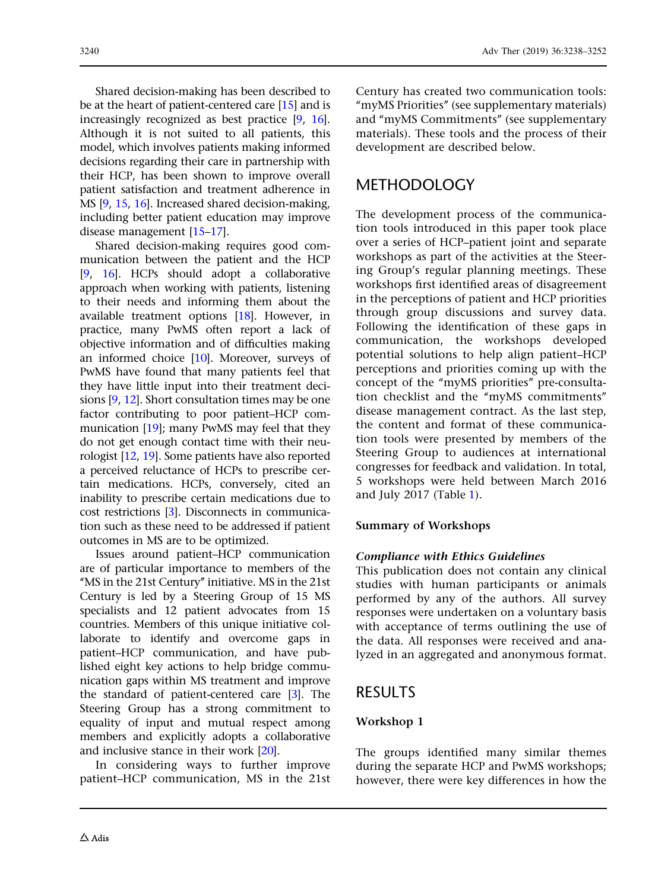Shared decision-making has been described to be at the heart of patient-centered care [15] and is increasingly recognized as best practice [9, 16]. Although it is not suited to all patients, this model, which involves patients making informed decisions regarding their care in partnership with their HCP, has been shown to improve overall patient satisfaction and treatment adherence in MS [9, 15, 16]. Increased shared decision-making, including better patient education may improve disease management [15–17].

Shared decision-making requires good communication between the patient and the HCP [9, 16]. HCPs should adopt a collaborative approach when working with patients, listening to their needs and informing them about the available treatment options [18]. However, in practice, many PwMS often report a lack of objective information and of difficulties making an informed choice [10]. Moreover, surveys of PwMS have found that many patients feel that they have little input into their treatment decisions [9, 12]. Short consultation times may be one factor contributing to poor patient–HCP communication [19]; many PwMS may feel that they do not get enough contact time with their neurologist [12, 19]. Some patients have also reported a perceived reluctance of HCPs to prescribe certain medications. HCPs, conversely, cited an inability to prescribe certain medications due to cost restrictions [3]. Disconnects in communication such as these need to be addressed if patient outcomes in MS are to be optimized.

Issues around patient–HCP communication are of particular importance to members of the "MS in the 21st Century" initiative. MS in the 21st Century is led by a Steering Group of 15 MS specialists and 12 patient advocates from 15 countries. Members of this unique initiative collaborate to identify and overcome gaps in patient–HCP communication, and have published eight key actions to help bridge communication gaps within MS treatment and improve the standard of patient-centered care [3]. The Steering Group has a strong commitment to equality of input and mutual respect among members and explicitly adopts a collaborative and inclusive stance in their work [20].

In considering ways to further improve patient–HCP communication, MS in the 21st Century has created two communication tools: "myMS Priorities" (see supplementary materials) and "myMS Commitments" (see supplementary materials). These tools and the process of their development are described below.

## METHODOLOGY

The development process of the communication tools introduced in this paper took place over a series of HCP–patient joint and separate workshops as part of the activities at the Steering Group's regular planning meetings. These workshops first identified areas of disagreement in the perceptions of patient and HCP priorities through group discussions and survey data. Following the identification of these gaps in communication, the workshops developed potential solutions to help align patient–HCP perceptions and priorities coming up with the concept of the "myMS priorities" pre-consultation checklist and the "myMS commitments" disease management contract. As the last step, the content and format of these communication tools were presented by members of the Steering Group to audiences at international congresses for feedback and validation. In total, 5 workshops were held between March 2016 and July 2017 (Table 1).

### Summary of Workshops

#### *Compliance with Ethics Guidelines*

This publication does not contain any clinical studies with human participants or animals performed by any of the authors. All survey responses were undertaken on a voluntary basis with acceptance of terms outlining the use of the data. All responses were received and analyzed in an aggregated and anonymous format.

## RESULTS

### Workshop 1

The groups identified many similar themes during the separate HCP and PwMS workshops; however, there were key differences in how the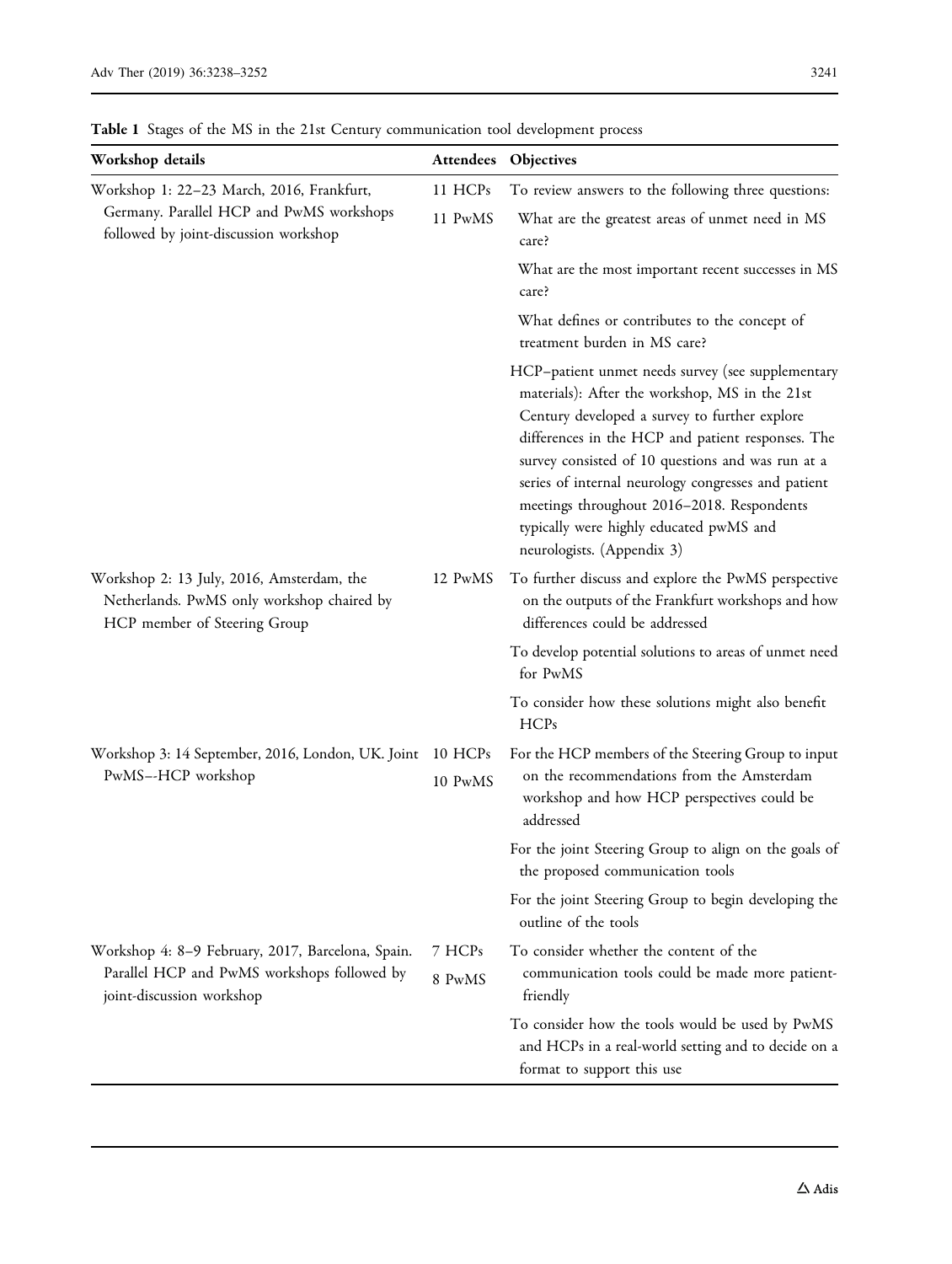**Table 1** Stages of the MS in the 21st Century communication tool development process

| Workshop details | Attendees | Objectives |
|---|---|---|
| Workshop 1: 22–23 March, 2016, Frankfurt, Germany. Parallel HCP and PwMS workshops followed by joint-discussion workshop | 11 HCPs<br>11 PwMS | To review answers to the following three questions:<br>What are the greatest areas of unmet need in MS care?<br>What are the most important recent successes in MS care?<br>What defines or contributes to the concept of treatment burden in MS care?<br>HCP–patient unmet needs survey (see supplementary materials): After the workshop, MS in the 21st Century developed a survey to further explore differences in the HCP and patient responses. The survey consisted of 10 questions and was run at a series of internal neurology congresses and patient meetings throughout 2016–2018. Respondents typically were highly educated pwMS and neurologists. (Appendix 3) |
| Workshop 2: 13 July, 2016, Amsterdam, the Netherlands. PwMS only workshop chaired by HCP member of Steering Group | 12 PwMS | To further discuss and explore the PwMS perspective on the outputs of the Frankfurt workshops and how differences could be addressed<br>To develop potential solutions to areas of unmet need for PwMS<br>To consider how these solutions might also benefit HCPs |
| Workshop 3: 14 September, 2016, London, UK. Joint PwMS-–HCP workshop | 10 HCPs<br>10 PwMS | For the HCP members of the Steering Group to input on the recommendations from the Amsterdam workshop and how HCP perspectives could be addressed<br>For the joint Steering Group to align on the goals of the proposed communication tools<br>For the joint Steering Group to begin developing the outline of the tools |
| Workshop 4: 8–9 February, 2017, Barcelona, Spain. Parallel HCP and PwMS workshops followed by joint-discussion workshop | 7 HCPs<br>8 PwMS | To consider whether the content of the communication tools could be made more patient-friendly<br>To consider how the tools would be used by PwMS and HCPs in a real-world setting and to decide on a format to support this use |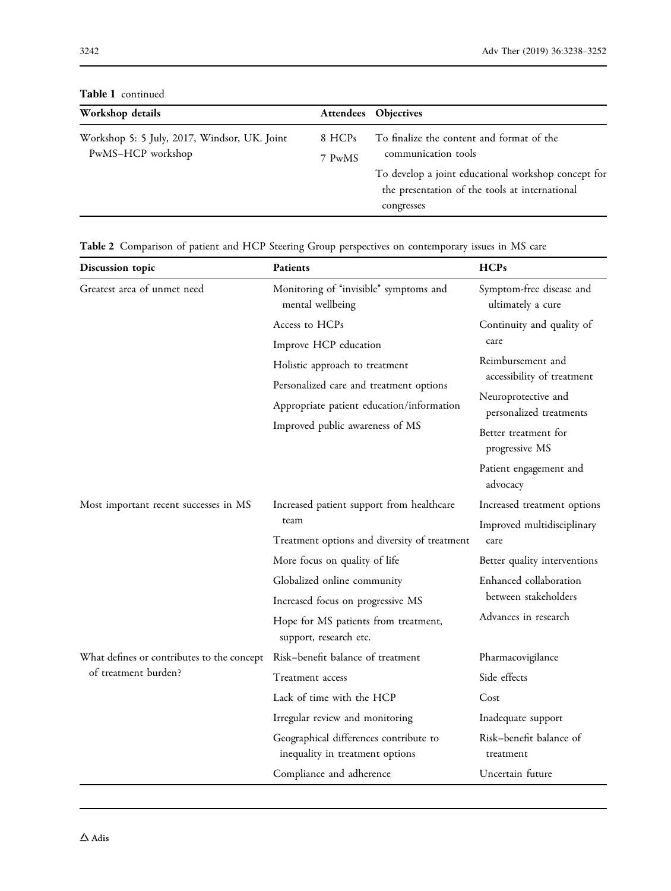**Table 1** continued

| Workshop details | Attendees | Objectives |
|---|---|---|
| Workshop 5: 5 July, 2017, Windsor, UK. Joint PwMS–HCP workshop | 8 HCPs<br>7 PwMS | To finalize the content and format of the communication tools<br>To develop a joint educational workshop concept for the presentation of the tools at international congresses |

**Table 2** Comparison of patient and HCP Steering Group perspectives on contemporary issues in MS care

| Discussion topic | Patients | HCPs |
|---|---|---|
| Greatest area of unmet need | Monitoring of "invisible" symptoms and mental wellbeing<br>Access to HCPs<br>Improve HCP education<br>Holistic approach to treatment<br>Personalized care and treatment options<br>Appropriate patient education/information<br>Improved public awareness of MS | Symptom-free disease and ultimately a cure<br>Continuity and quality of care<br>Reimbursement and accessibility of treatment<br>Neuroprotective and personalized treatments<br>Better treatment for progressive MS<br>Patient engagement and advocacy |
| Most important recent successes in MS | Increased patient support from healthcare team<br>Treatment options and diversity of treatment<br>More focus on quality of life<br>Globalized online community<br>Increased focus on progressive MS<br>Hope for MS patients from treatment, support, research etc. | Increased treatment options<br>Improved multidisciplinary care<br>Better quality interventions<br>Enhanced collaboration between stakeholders<br>Advances in research |
| What defines or contributes to the concept of treatment burden? | Risk–benefit balance of treatment<br>Treatment access<br>Lack of time with the HCP<br>Irregular review and monitoring<br>Geographical differences contribute to inequality in treatment options<br>Compliance and adherence | Pharmacovigilance<br>Side effects<br>Cost<br>Inadequate support<br>Risk–benefit balance of treatment<br>Uncertain future |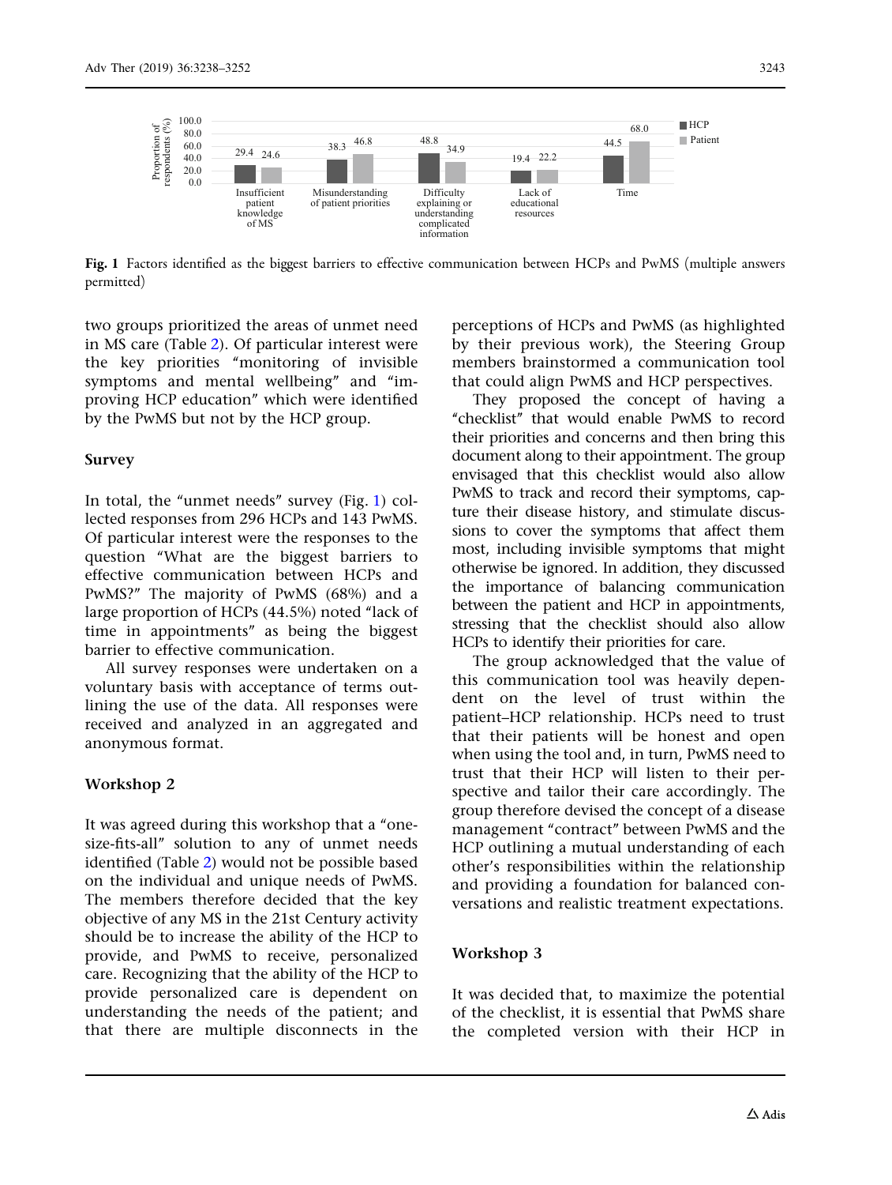| | HCP | Patient |
|---|---|---|
| Insufficient patient knowledge of MS | 29.4 | 24.6 |
| Misunderstanding of patient priorities | 38.3 | 46.8 |
| Difficulty explaining or understanding complicated information | 48.8 | 34.9 |
| Lack of educational resources | 19.4 | 22.2 |
| Time | 44.5 | 68.0 |

**Fig. 1** Factors identified as the biggest barriers to effective communication between HCPs and PwMS (multiple answers permitted)

two groups prioritized the areas of unmet need in MS care (Table 2). Of particular interest were the key priorities "monitoring of invisible symptoms and mental wellbeing" and "improving HCP education" which were identified by the PwMS but not by the HCP group.

### Survey

In total, the "unmet needs" survey (Fig. 1) collected responses from 296 HCPs and 143 PwMS. Of particular interest were the responses to the question "What are the biggest barriers to effective communication between HCPs and PwMS?" The majority of PwMS (68%) and a large proportion of HCPs (44.5%) noted "lack of time in appointments" as being the biggest barrier to effective communication.

All survey responses were undertaken on a voluntary basis with acceptance of terms outlining the use of the data. All responses were received and analyzed in an aggregated and anonymous format.

### Workshop 2

It was agreed during this workshop that a "one-size-fits-all" solution to any of unmet needs identified (Table 2) would not be possible based on the individual and unique needs of PwMS. The members therefore decided that the key objective of any MS in the 21st Century activity should be to increase the ability of the HCP to provide, and PwMS to receive, personalized care. Recognizing that the ability of the HCP to provide personalized care is dependent on understanding the needs of the patient; and that there are multiple disconnects in the perceptions of HCPs and PwMS (as highlighted by their previous work), the Steering Group members brainstormed a communication tool that could align PwMS and HCP perspectives.

They proposed the concept of having a "checklist" that would enable PwMS to record their priorities and concerns and then bring this document along to their appointment. The group envisaged that this checklist would also allow PwMS to track and record their symptoms, capture their disease history, and stimulate discussions to cover the symptoms that affect them most, including invisible symptoms that might otherwise be ignored. In addition, they discussed the importance of balancing communication between the patient and HCP in appointments, stressing that the checklist should also allow HCPs to identify their priorities for care.

The group acknowledged that the value of this communication tool was heavily dependent on the level of trust within the patient–HCP relationship. HCPs need to trust that their patients will be honest and open when using the tool and, in turn, PwMS need to trust that their HCP will listen to their perspective and tailor their care accordingly. The group therefore devised the concept of a disease management "contract" between PwMS and the HCP outlining a mutual understanding of each other's responsibilities within the relationship and providing a foundation for balanced conversations and realistic treatment expectations.

### Workshop 3

It was decided that, to maximize the potential of the checklist, it is essential that PwMS share the completed version with their HCP in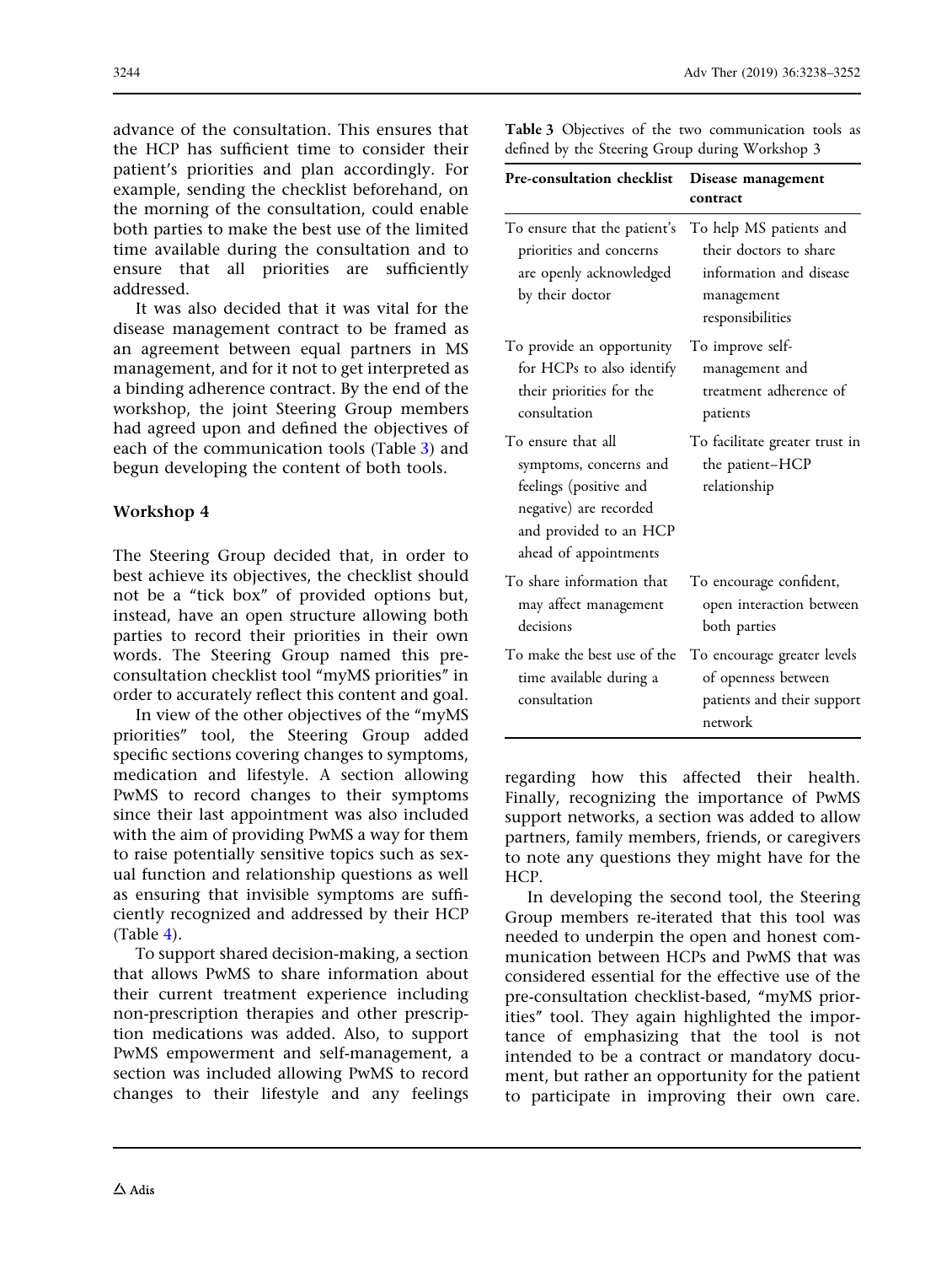advance of the consultation. This ensures that the HCP has sufficient time to consider their patient's priorities and plan accordingly. For example, sending the checklist beforehand, on the morning of the consultation, could enable both parties to make the best use of the limited time available during the consultation and to ensure that all priorities are sufficiently addressed.

It was also decided that it was vital for the disease management contract to be framed as an agreement between equal partners in MS management, and for it not to get interpreted as a binding adherence contract. By the end of the workshop, the joint Steering Group members had agreed upon and defined the objectives of each of the communication tools (Table 3) and begun developing the content of both tools.

**Table 3** Objectives of the two communication tools as defined by the Steering Group during Workshop 3

| Pre-consultation checklist | Disease management contract |
|---|---|
| To ensure that the patient's priorities and concerns are openly acknowledged by their doctor | To help MS patients and their doctors to share information and disease management responsibilities |
| To provide an opportunity for HCPs to also identify their priorities for the consultation | To improve self-management and treatment adherence of patients |
| To ensure that all symptoms, concerns and feelings (positive and negative) are recorded and provided to an HCP ahead of appointments | To facilitate greater trust in the patient–HCP relationship |
| To share information that may affect management decisions | To encourage confident, open interaction between both parties |
| To make the best use of the time available during a consultation | To encourage greater levels of openness between patients and their support network |

### Workshop 4

The Steering Group decided that, in order to best achieve its objectives, the checklist should not be a "tick box" of provided options but, instead, have an open structure allowing both parties to record their priorities in their own words. The Steering Group named this pre-consultation checklist tool "myMS priorities" in order to accurately reflect this content and goal.

In view of the other objectives of the "myMS priorities" tool, the Steering Group added specific sections covering changes to symptoms, medication and lifestyle. A section allowing PwMS to record changes to their symptoms since their last appointment was also included with the aim of providing PwMS a way for them to raise potentially sensitive topics such as sexual function and relationship questions as well as ensuring that invisible symptoms are sufficiently recognized and addressed by their HCP (Table 4).

To support shared decision-making, a section that allows PwMS to share information about their current treatment experience including non-prescription therapies and other prescription medications was added. Also, to support PwMS empowerment and self-management, a section was included allowing PwMS to record changes to their lifestyle and any feelings regarding how this affected their health. Finally, recognizing the importance of PwMS support networks, a section was added to allow partners, family members, friends, or caregivers to note any questions they might have for the HCP.

In developing the second tool, the Steering Group members re-iterated that this tool was needed to underpin the open and honest communication between HCPs and PwMS that was considered essential for the effective use of the pre-consultation checklist-based, "myMS priorities" tool. They again highlighted the importance of emphasizing that the tool is not intended to be a contract or mandatory document, but rather an opportunity for the patient to participate in improving their own care.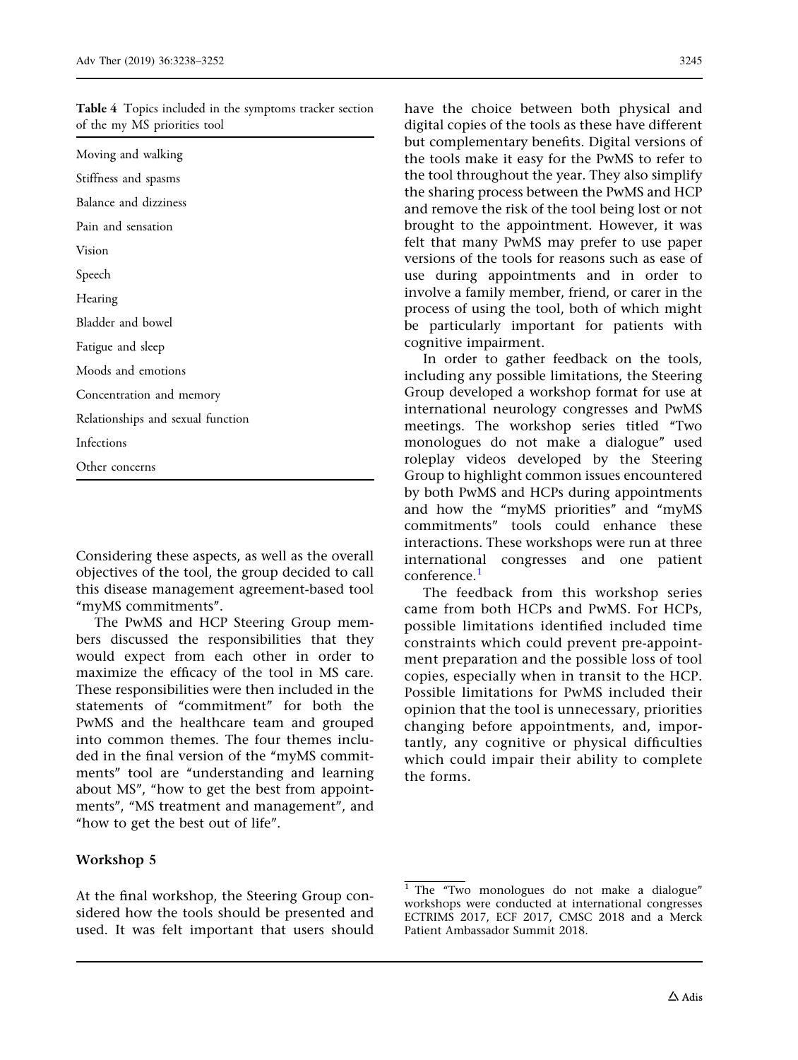**Table 4** Topics included in the symptoms tracker section of the my MS priorities tool

| |
|---|
| Moving and walking |
| Stiffness and spasms |
| Balance and dizziness |
| Pain and sensation |
| Vision |
| Speech |
| Hearing |
| Bladder and bowel |
| Fatigue and sleep |
| Moods and emotions |
| Concentration and memory |
| Relationships and sexual function |
| Infections |
| Other concerns |

Considering these aspects, as well as the overall objectives of the tool, the group decided to call this disease management agreement-based tool "myMS commitments".

The PwMS and HCP Steering Group members discussed the responsibilities that they would expect from each other in order to maximize the efficacy of the tool in MS care. These responsibilities were then included in the statements of "commitment" for both the PwMS and the healthcare team and grouped into common themes. The four themes included in the final version of the "myMS commitments" tool are "understanding and learning about MS", "how to get the best from appointments", "MS treatment and management", and "how to get the best out of life".

### Workshop 5

At the final workshop, the Steering Group considered how the tools should be presented and used. It was felt important that users should have the choice between both physical and digital copies of the tools as these have different but complementary benefits. Digital versions of the tools make it easy for the PwMS to refer to the tool throughout the year. They also simplify the sharing process between the PwMS and HCP and remove the risk of the tool being lost or not brought to the appointment. However, it was felt that many PwMS may prefer to use paper versions of the tools for reasons such as ease of use during appointments and in order to involve a family member, friend, or carer in the process of using the tool, both of which might be particularly important for patients with cognitive impairment.

In order to gather feedback on the tools, including any possible limitations, the Steering Group developed a workshop format for use at international neurology congresses and PwMS meetings. The workshop series titled "Two monologues do not make a dialogue" used roleplay videos developed by the Steering Group to highlight common issues encountered by both PwMS and HCPs during appointments and how the "myMS priorities" and "myMS commitments" tools could enhance these interactions. These workshops were run at three international congresses and one patient conference.[1]

The feedback from this workshop series came from both HCPs and PwMS. For HCPs, possible limitations identified included time constraints which could prevent pre-appointment preparation and the possible loss of tool copies, especially when in transit to the HCP. Possible limitations for PwMS included their opinion that the tool is unnecessary, priorities changing before appointments, and, importantly, any cognitive or physical difficulties which could impair their ability to complete the forms.

[1] The "Two monologues do not make a dialogue" workshops were conducted at international congresses ECTRIMS 2017, ECF 2017, CMSC 2018 and a Merck Patient Ambassador Summit 2018.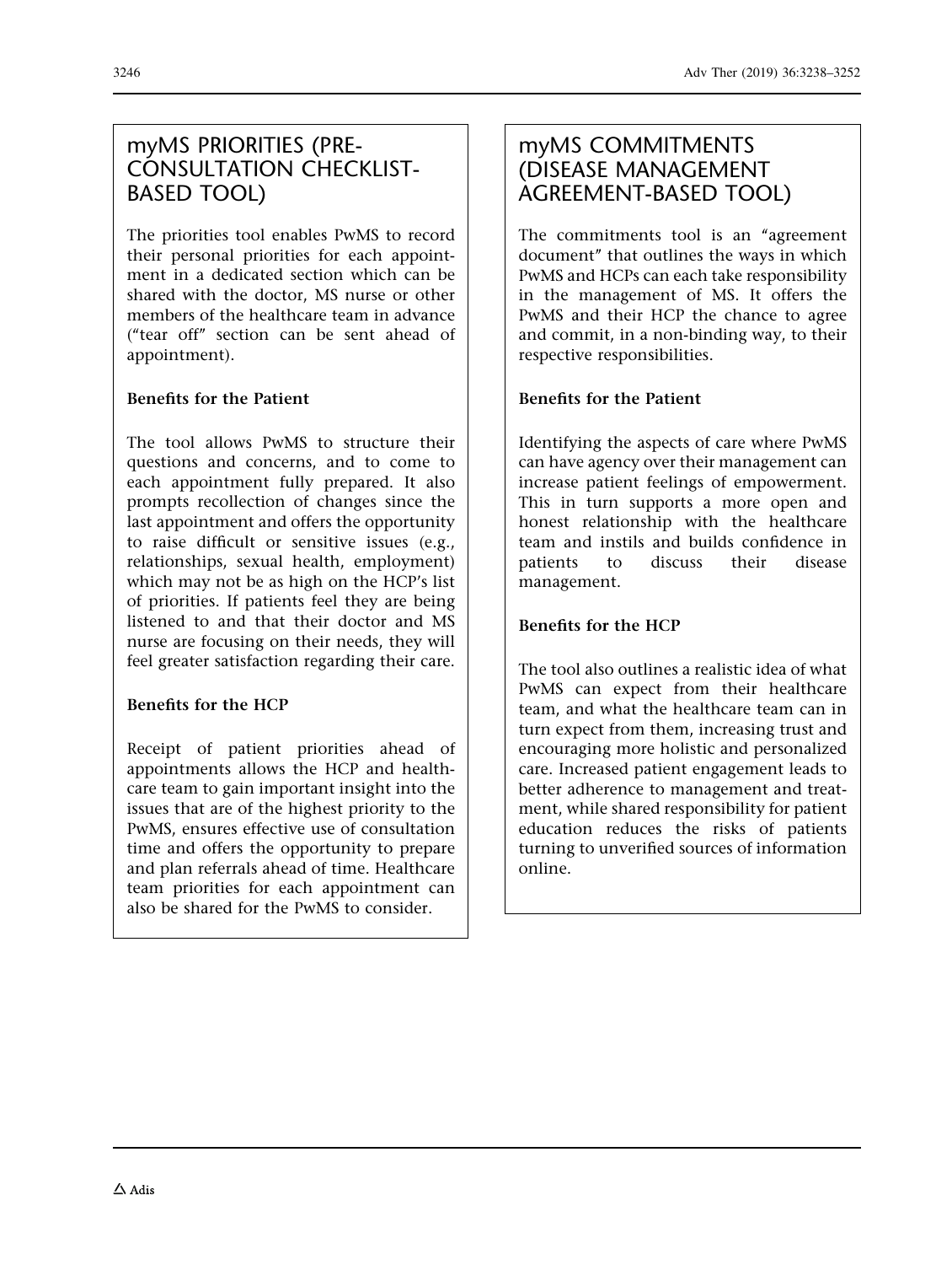## myMS PRIORITIES (PRE-CONSULTATION CHECKLIST-BASED TOOL)

The priorities tool enables PwMS to record their personal priorities for each appointment in a dedicated section which can be shared with the doctor, MS nurse or other members of the healthcare team in advance ("tear off" section can be sent ahead of appointment).

**Benefits for the Patient**

The tool allows PwMS to structure their questions and concerns, and to come to each appointment fully prepared. It also prompts recollection of changes since the last appointment and offers the opportunity to raise difficult or sensitive issues (e.g., relationships, sexual health, employment) which may not be as high on the HCP's list of priorities. If patients feel they are being listened to and that their doctor and MS nurse are focusing on their needs, they will feel greater satisfaction regarding their care.

**Benefits for the HCP**

Receipt of patient priorities ahead of appointments allows the HCP and healthcare team to gain important insight into the issues that are of the highest priority to the PwMS, ensures effective use of consultation time and offers the opportunity to prepare and plan referrals ahead of time. Healthcare team priorities for each appointment can also be shared for the PwMS to consider.

## myMS COMMITMENTS (DISEASE MANAGEMENT AGREEMENT-BASED TOOL)

The commitments tool is an "agreement document" that outlines the ways in which PwMS and HCPs can each take responsibility in the management of MS. It offers the PwMS and their HCP the chance to agree and commit, in a non-binding way, to their respective responsibilities.

**Benefits for the Patient**

Identifying the aspects of care where PwMS can have agency over their management can increase patient feelings of empowerment. This in turn supports a more open and honest relationship with the healthcare team and instils and builds confidence in patients to discuss their disease management.

**Benefits for the HCP**

The tool also outlines a realistic idea of what PwMS can expect from their healthcare team, and what the healthcare team can in turn expect from them, increasing trust and encouraging more holistic and personalized care. Increased patient engagement leads to better adherence to management and treatment, while shared responsibility for patient education reduces the risks of patients turning to unverified sources of information online.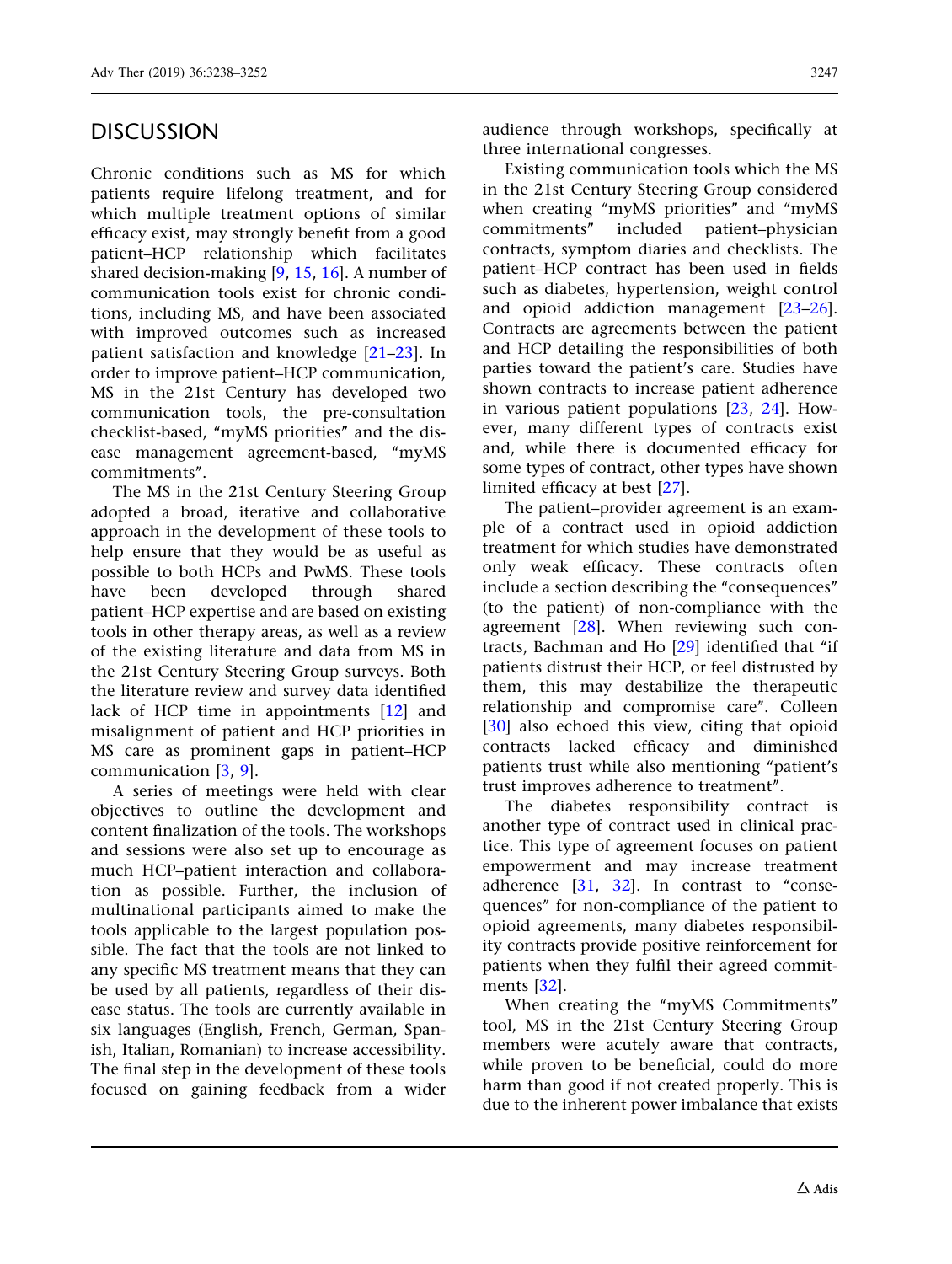## DISCUSSION

Chronic conditions such as MS for which patients require lifelong treatment, and for which multiple treatment options of similar efficacy exist, may strongly benefit from a good patient–HCP relationship which facilitates shared decision-making [9, 15, 16]. A number of communication tools exist for chronic conditions, including MS, and have been associated with improved outcomes such as increased patient satisfaction and knowledge [21–23]. In order to improve patient–HCP communication, MS in the 21st Century has developed two communication tools, the pre-consultation checklist-based, "myMS priorities" and the disease management agreement-based, "myMS commitments".

The MS in the 21st Century Steering Group adopted a broad, iterative and collaborative approach in the development of these tools to help ensure that they would be as useful as possible to both HCPs and PwMS. These tools have been developed through shared patient–HCP expertise and are based on existing tools in other therapy areas, as well as a review of the existing literature and data from MS in the 21st Century Steering Group surveys. Both the literature review and survey data identified lack of HCP time in appointments [12] and misalignment of patient and HCP priorities in MS care as prominent gaps in patient–HCP communication [3, 9].

A series of meetings were held with clear objectives to outline the development and content finalization of the tools. The workshops and sessions were also set up to encourage as much HCP–patient interaction and collaboration as possible. Further, the inclusion of multinational participants aimed to make the tools applicable to the largest population possible. The fact that the tools are not linked to any specific MS treatment means that they can be used by all patients, regardless of their disease status. The tools are currently available in six languages (English, French, German, Spanish, Italian, Romanian) to increase accessibility. The final step in the development of these tools focused on gaining feedback from a wider audience through workshops, specifically at three international congresses.

Existing communication tools which the MS in the 21st Century Steering Group considered when creating "myMS priorities" and "myMS commitments" included patient–physician contracts, symptom diaries and checklists. The patient–HCP contract has been used in fields such as diabetes, hypertension, weight control and opioid addiction management [23–26]. Contracts are agreements between the patient and HCP detailing the responsibilities of both parties toward the patient's care. Studies have shown contracts to increase patient adherence in various patient populations [23, 24]. However, many different types of contracts exist and, while there is documented efficacy for some types of contract, other types have shown limited efficacy at best [27].

The patient–provider agreement is an example of a contract used in opioid addiction treatment for which studies have demonstrated only weak efficacy. These contracts often include a section describing the "consequences" (to the patient) of non-compliance with the agreement [28]. When reviewing such contracts, Bachman and Ho [29] identified that "if patients distrust their HCP, or feel distrusted by them, this may destabilize the therapeutic relationship and compromise care". Colleen [30] also echoed this view, citing that opioid contracts lacked efficacy and diminished patients trust while also mentioning "patient's trust improves adherence to treatment".

The diabetes responsibility contract is another type of contract used in clinical practice. This type of agreement focuses on patient empowerment and may increase treatment adherence [31, 32]. In contrast to "consequences" for non-compliance of the patient to opioid agreements, many diabetes responsibility contracts provide positive reinforcement for patients when they fulfil their agreed commitments [32].

When creating the "myMS Commitments" tool, MS in the 21st Century Steering Group members were acutely aware that contracts, while proven to be beneficial, could do more harm than good if not created properly. This is due to the inherent power imbalance that exists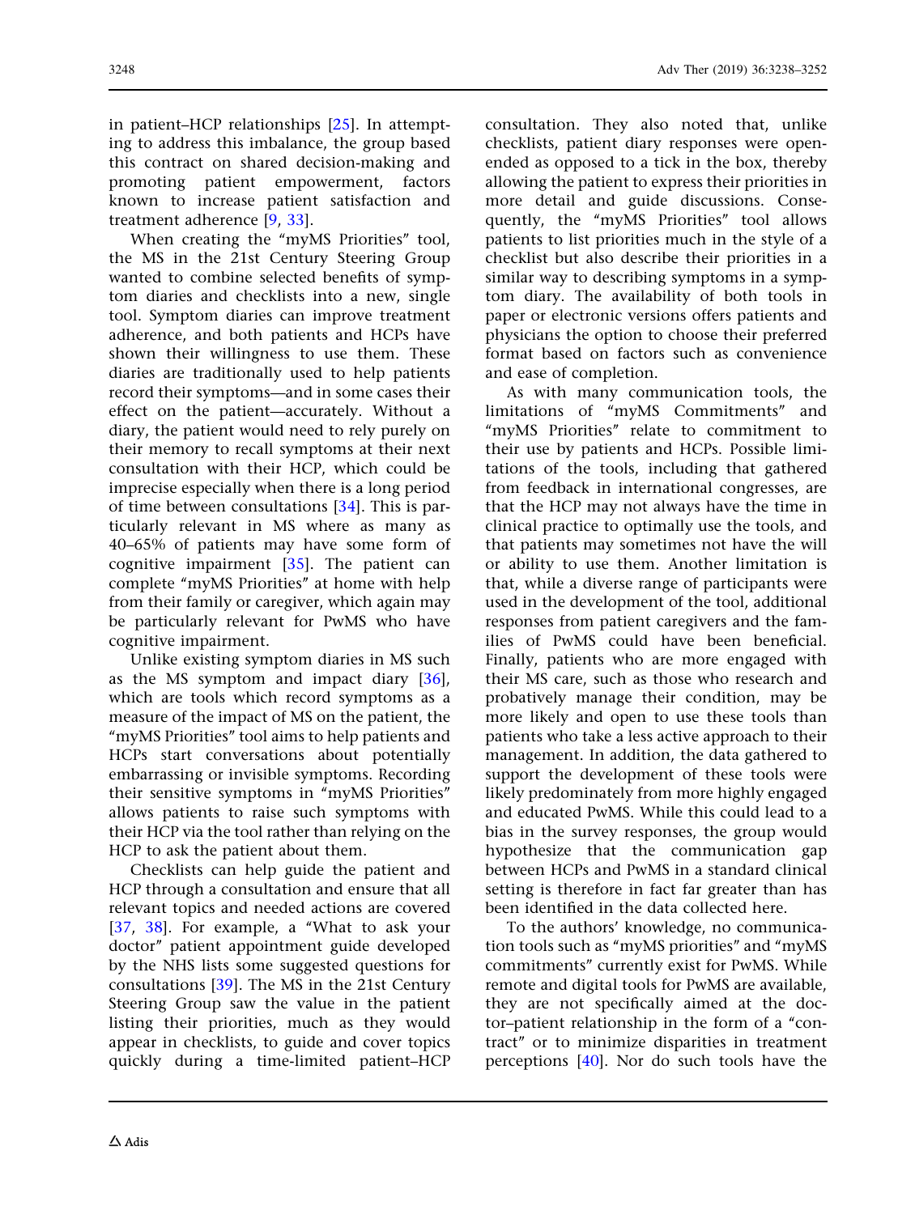in patient–HCP relationships [25]. In attempting to address this imbalance, the group based this contract on shared decision-making and promoting patient empowerment, factors known to increase patient satisfaction and treatment adherence [9, 33].

When creating the "myMS Priorities" tool, the MS in the 21st Century Steering Group wanted to combine selected benefits of symptom diaries and checklists into a new, single tool. Symptom diaries can improve treatment adherence, and both patients and HCPs have shown their willingness to use them. These diaries are traditionally used to help patients record their symptoms—and in some cases their effect on the patient—accurately. Without a diary, the patient would need to rely purely on their memory to recall symptoms at their next consultation with their HCP, which could be imprecise especially when there is a long period of time between consultations [34]. This is particularly relevant in MS where as many as 40–65% of patients may have some form of cognitive impairment [35]. The patient can complete "myMS Priorities" at home with help from their family or caregiver, which again may be particularly relevant for PwMS who have cognitive impairment.

Unlike existing symptom diaries in MS such as the MS symptom and impact diary [36], which are tools which record symptoms as a measure of the impact of MS on the patient, the "myMS Priorities" tool aims to help patients and HCPs start conversations about potentially embarrassing or invisible symptoms. Recording their sensitive symptoms in "myMS Priorities" allows patients to raise such symptoms with their HCP via the tool rather than relying on the HCP to ask the patient about them.

Checklists can help guide the patient and HCP through a consultation and ensure that all relevant topics and needed actions are covered [37, 38]. For example, a "What to ask your doctor" patient appointment guide developed by the NHS lists some suggested questions for consultations [39]. The MS in the 21st Century Steering Group saw the value in the patient listing their priorities, much as they would appear in checklists, to guide and cover topics quickly during a time-limited patient–HCP consultation. They also noted that, unlike checklists, patient diary responses were open-ended as opposed to a tick in the box, thereby allowing the patient to express their priorities in more detail and guide discussions. Consequently, the "myMS Priorities" tool allows patients to list priorities much in the style of a checklist but also describe their priorities in a similar way to describing symptoms in a symptom diary. The availability of both tools in paper or electronic versions offers patients and physicians the option to choose their preferred format based on factors such as convenience and ease of completion.

As with many communication tools, the limitations of "myMS Commitments" and "myMS Priorities" relate to commitment to their use by patients and HCPs. Possible limitations of the tools, including that gathered from feedback in international congresses, are that the HCP may not always have the time in clinical practice to optimally use the tools, and that patients may sometimes not have the will or ability to use them. Another limitation is that, while a diverse range of participants were used in the development of the tool, additional responses from patient caregivers and the families of PwMS could have been beneficial. Finally, patients who are more engaged with their MS care, such as those who research and probatively manage their condition, may be more likely and open to use these tools than patients who take a less active approach to their management. In addition, the data gathered to support the development of these tools were likely predominately from more highly engaged and educated PwMS. While this could lead to a bias in the survey responses, the group would hypothesize that the communication gap between HCPs and PwMS in a standard clinical setting is therefore in fact far greater than has been identified in the data collected here.

To the authors' knowledge, no communication tools such as "myMS priorities" and "myMS commitments" currently exist for PwMS. While remote and digital tools for PwMS are available, they are not specifically aimed at the doctor–patient relationship in the form of a "contract" or to minimize disparities in treatment perceptions [40]. Nor do such tools have the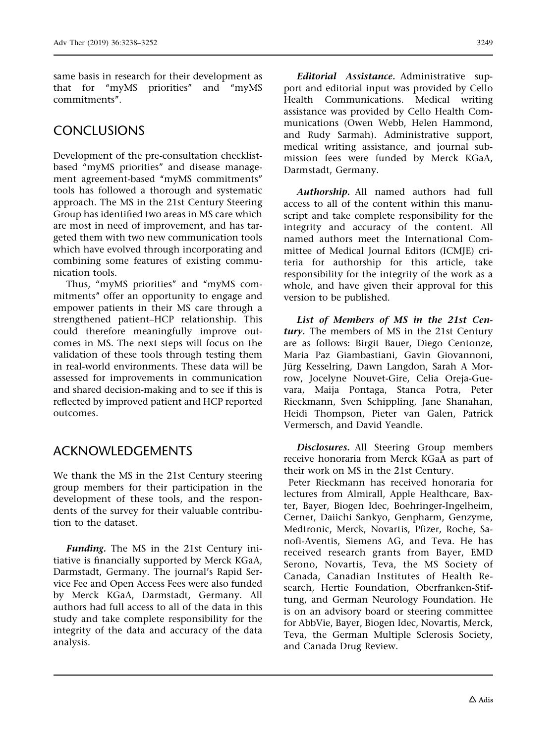same basis in research for their development as that for "myMS priorities" and "myMS commitments".

## CONCLUSIONS

Development of the pre-consultation checklist-based "myMS priorities" and disease management agreement-based "myMS commitments" tools has followed a thorough and systematic approach. The MS in the 21st Century Steering Group has identified two areas in MS care which are most in need of improvement, and has targeted them with two new communication tools which have evolved through incorporating and combining some features of existing communication tools.

Thus, "myMS priorities" and "myMS commitments" offer an opportunity to engage and empower patients in their MS care through a strengthened patient–HCP relationship. This could therefore meaningfully improve outcomes in MS. The next steps will focus on the validation of these tools through testing them in real-world environments. These data will be assessed for improvements in communication and shared decision-making and to see if this is reflected by improved patient and HCP reported outcomes.

## ACKNOWLEDGEMENTS

We thank the MS in the 21st Century steering group members for their participation in the development of these tools, and the respondents of the survey for their valuable contribution to the dataset.

***Funding.*** The MS in the 21st Century initiative is financially supported by Merck KGaA, Darmstadt, Germany. The journal's Rapid Service Fee and Open Access Fees were also funded by Merck KGaA, Darmstadt, Germany. All authors had full access to all of the data in this study and take complete responsibility for the integrity of the data and accuracy of the data analysis.

***Editorial Assistance.*** Administrative support and editorial input was provided by Cello Health Communications. Medical writing assistance was provided by Cello Health Communications (Owen Webb, Helen Hammond, and Rudy Sarmah). Administrative support, medical writing assistance, and journal submission fees were funded by Merck KGaA, Darmstadt, Germany.

***Authorship.*** All named authors had full access to all of the content within this manuscript and take complete responsibility for the integrity and accuracy of the content. All named authors meet the International Committee of Medical Journal Editors (ICMJE) criteria for authorship for this article, take responsibility for the integrity of the work as a whole, and have given their approval for this version to be published.

***List of Members of MS in the 21st Century.*** The members of MS in the 21st Century are as follows: Birgit Bauer, Diego Centonze, Maria Paz Giambastiani, Gavin Giovannoni, Jürg Kesselring, Dawn Langdon, Sarah A Morrow, Jocelyne Nouvet-Gire, Celia Oreja-Guevara, Maija Pontaga, Stanca Potra, Peter Rieckmann, Sven Schippling, Jane Shanahan, Heidi Thompson, Pieter van Galen, Patrick Vermersch, and David Yeandle.

***Disclosures.*** All Steering Group members receive honoraria from Merck KGaA as part of their work on MS in the 21st Century.

Peter Rieckmann has received honoraria for lectures from Almirall, Apple Healthcare, Baxter, Bayer, Biogen Idec, Boehringer-Ingelheim, Cerner, Daiichi Sankyo, Genpharm, Genzyme, Medtronic, Merck, Novartis, Pfizer, Roche, Sanofi-Aventis, Siemens AG, and Teva. He has received research grants from Bayer, EMD Serono, Novartis, Teva, the MS Society of Canada, Canadian Institutes of Health Research, Hertie Foundation, Oberfranken-Stiftung, and German Neurology Foundation. He is on an advisory board or steering committee for AbbVie, Bayer, Biogen Idec, Novartis, Merck, Teva, the German Multiple Sclerosis Society, and Canada Drug Review.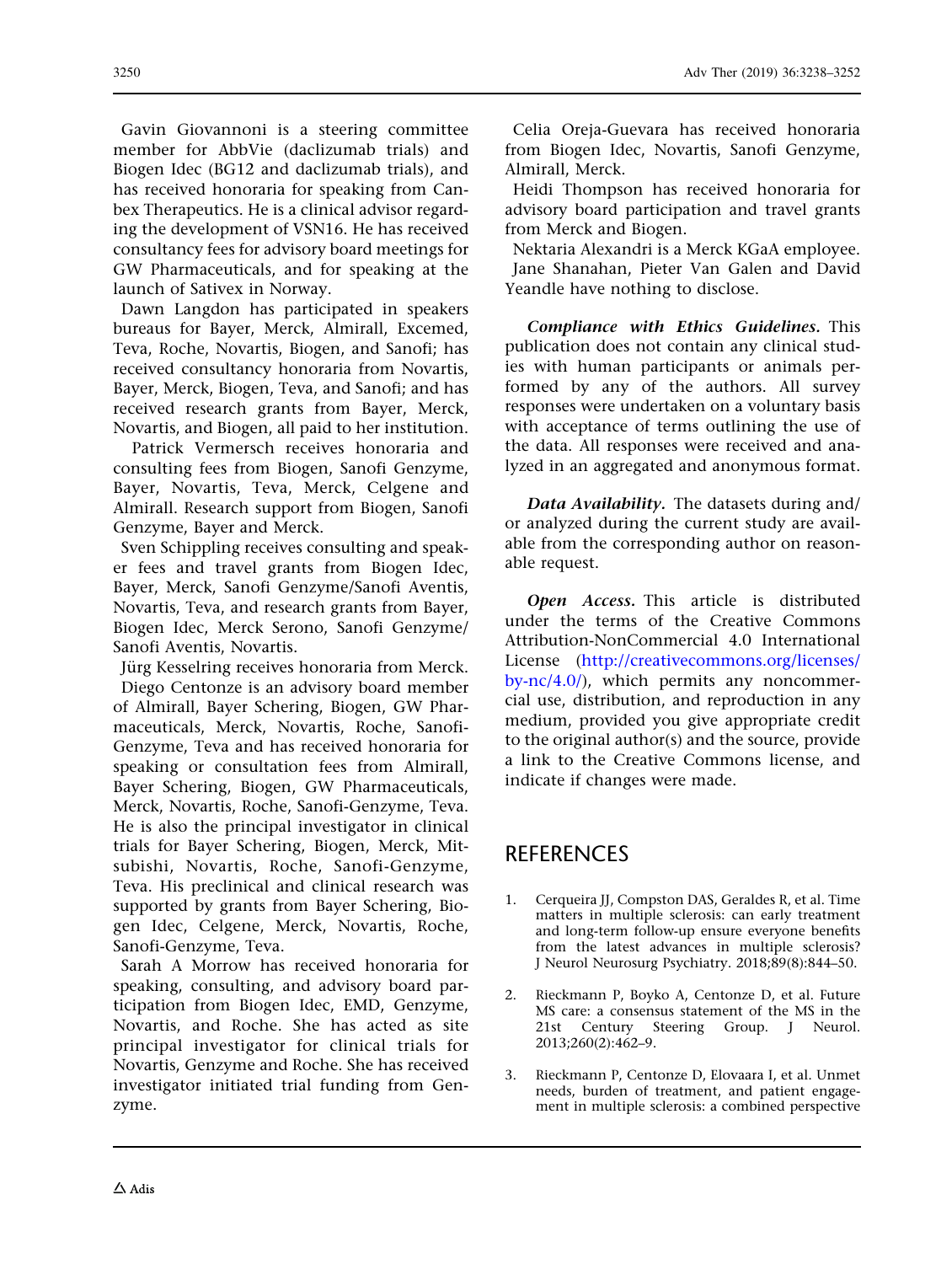Gavin Giovannoni is a steering committee member for AbbVie (daclizumab trials) and Biogen Idec (BG12 and daclizumab trials), and has received honoraria for speaking from Canbex Therapeutics. He is a clinical advisor regarding the development of VSN16. He has received consultancy fees for advisory board meetings for GW Pharmaceuticals, and for speaking at the launch of Sativex in Norway.

Dawn Langdon has participated in speakers bureaus for Bayer, Merck, Almirall, Excemed, Teva, Roche, Novartis, Biogen, and Sanofi; has received consultancy honoraria from Novartis, Bayer, Merck, Biogen, Teva, and Sanofi; and has received research grants from Bayer, Merck, Novartis, and Biogen, all paid to her institution.

Patrick Vermersch receives honoraria and consulting fees from Biogen, Sanofi Genzyme, Bayer, Novartis, Teva, Merck, Celgene and Almirall. Research support from Biogen, Sanofi Genzyme, Bayer and Merck.

Sven Schippling receives consulting and speaker fees and travel grants from Biogen Idec, Bayer, Merck, Sanofi Genzyme/Sanofi Aventis, Novartis, Teva, and research grants from Bayer, Biogen Idec, Merck Serono, Sanofi Genzyme/Sanofi Aventis, Novartis.

Jürg Kesselring receives honoraria from Merck.

Diego Centonze is an advisory board member of Almirall, Bayer Schering, Biogen, GW Pharmaceuticals, Merck, Novartis, Roche, Sanofi-Genzyme, Teva and has received honoraria for speaking or consultation fees from Almirall, Bayer Schering, Biogen, GW Pharmaceuticals, Merck, Novartis, Roche, Sanofi-Genzyme, Teva. He is also the principal investigator in clinical trials for Bayer Schering, Biogen, Merck, Mitsubishi, Novartis, Roche, Sanofi-Genzyme, Teva. His preclinical and clinical research was supported by grants from Bayer Schering, Biogen Idec, Celgene, Merck, Novartis, Roche, Sanofi-Genzyme, Teva.

Sarah A Morrow has received honoraria for speaking, consulting, and advisory board participation from Biogen Idec, EMD, Genzyme, Novartis, and Roche. She has acted as site principal investigator for clinical trials for Novartis, Genzyme and Roche. She has received investigator initiated trial funding from Genzyme.

Celia Oreja-Guevara has received honoraria from Biogen Idec, Novartis, Sanofi Genzyme, Almirall, Merck.

Heidi Thompson has received honoraria for advisory board participation and travel grants from Merck and Biogen.

Nektaria Alexandri is a Merck KGaA employee.

Jane Shanahan, Pieter Van Galen and David Yeandle have nothing to disclose.

***Compliance with Ethics Guidelines.*** This publication does not contain any clinical studies with human participants or animals performed by any of the authors. All survey responses were undertaken on a voluntary basis with acceptance of terms outlining the use of the data. All responses were received and analyzed in an aggregated and anonymous format.

***Data Availability.*** The datasets during and/or analyzed during the current study are available from the corresponding author on reasonable request.

***Open Access.*** This article is distributed under the terms of the Creative Commons Attribution-NonCommercial 4.0 International License (http://creativecommons.org/licenses/by-nc/4.0/), which permits any noncommercial use, distribution, and reproduction in any medium, provided you give appropriate credit to the original author(s) and the source, provide a link to the Creative Commons license, and indicate if changes were made.

## REFERENCES

1. Cerqueira JJ, Compston DAS, Geraldes R, et al. Time matters in multiple sclerosis: can early treatment and long-term follow-up ensure everyone benefits from the latest advances in multiple sclerosis? J Neurol Neurosurg Psychiatry. 2018;89(8):844–50.

2. Rieckmann P, Boyko A, Centonze D, et al. Future MS care: a consensus statement of the MS in the 21st Century Steering Group. J Neurol. 2013;260(2):462–9.

3. Rieckmann P, Centonze D, Elovaara I, et al. Unmet needs, burden of treatment, and patient engagement in multiple sclerosis: a combined perspective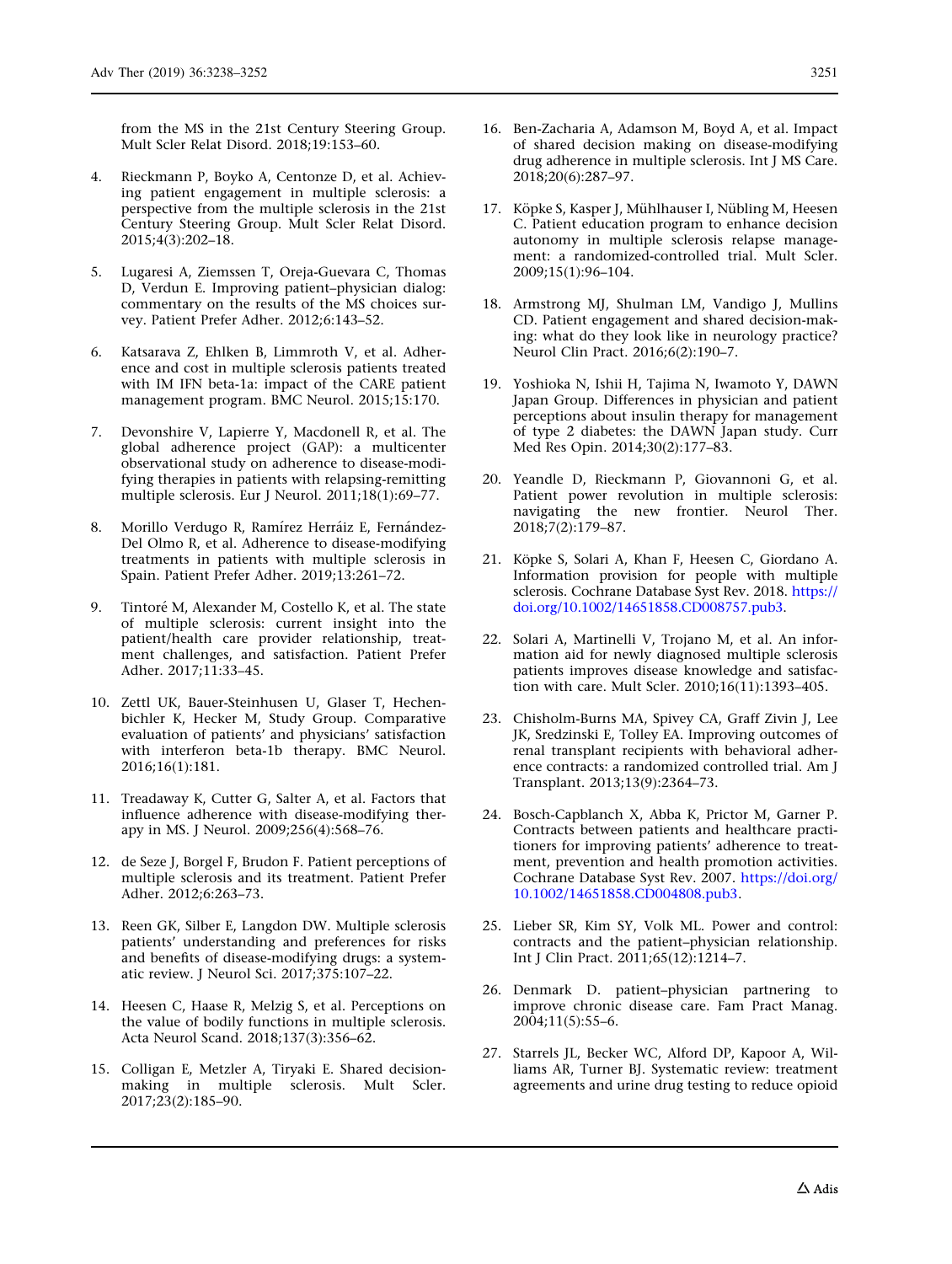from the MS in the 21st Century Steering Group. Mult Scler Relat Disord. 2018;19:153–60.

4. Rieckmann P, Boyko A, Centonze D, et al. Achieving patient engagement in multiple sclerosis: a perspective from the multiple sclerosis in the 21st Century Steering Group. Mult Scler Relat Disord. 2015;4(3):202–18.

5. Lugaresi A, Ziemssen T, Oreja-Guevara C, Thomas D, Verdun E. Improving patient–physician dialog: commentary on the results of the MS choices survey. Patient Prefer Adher. 2012;6:143–52.

6. Katsarava Z, Ehlken B, Limmroth V, et al. Adherence and cost in multiple sclerosis patients treated with IM IFN beta-1a: impact of the CARE patient management program. BMC Neurol. 2015;15:170.

7. Devonshire V, Lapierre Y, Macdonell R, et al. The global adherence project (GAP): a multicenter observational study on adherence to disease-modifying therapies in patients with relapsing-remitting multiple sclerosis. Eur J Neurol. 2011;18(1):69–77.

8. Morillo Verdugo R, Ramírez Herráiz E, Fernández-Del Olmo R, et al. Adherence to disease-modifying treatments in patients with multiple sclerosis in Spain. Patient Prefer Adher. 2019;13:261–72.

9. Tintoré M, Alexander M, Costello K, et al. The state of multiple sclerosis: current insight into the patient/health care provider relationship, treatment challenges, and satisfaction. Patient Prefer Adher. 2017;11:33–45.

10. Zettl UK, Bauer-Steinhusen U, Glaser T, Hechenbichler K, Hecker M, Study Group. Comparative evaluation of patients' and physicians' satisfaction with interferon beta-1b therapy. BMC Neurol. 2016;16(1):181.

11. Treadaway K, Cutter G, Salter A, et al. Factors that influence adherence with disease-modifying therapy in MS. J Neurol. 2009;256(4):568–76.

12. de Seze J, Borgel F, Brudon F. Patient perceptions of multiple sclerosis and its treatment. Patient Prefer Adher. 2012;6:263–73.

13. Reen GK, Silber E, Langdon DW. Multiple sclerosis patients' understanding and preferences for risks and benefits of disease-modifying drugs: a systematic review. J Neurol Sci. 2017;375:107–22.

14. Heesen C, Haase R, Melzig S, et al. Perceptions on the value of bodily functions in multiple sclerosis. Acta Neurol Scand. 2018;137(3):356–62.

15. Colligan E, Metzler A, Tiryaki E. Shared decision-making in multiple sclerosis. Mult Scler. 2017;23(2):185–90.

16. Ben-Zacharia A, Adamson M, Boyd A, et al. Impact of shared decision making on disease-modifying drug adherence in multiple sclerosis. Int J MS Care. 2018;20(6):287–97.

17. Köpke S, Kasper J, Mühlhauser I, Nübling M, Heesen C. Patient education program to enhance decision autonomy in multiple sclerosis relapse management: a randomized-controlled trial. Mult Scler. 2009;15(1):96–104.

18. Armstrong MJ, Shulman LM, Vandigo J, Mullins CD. Patient engagement and shared decision-making: what do they look like in neurology practice? Neurol Clin Pract. 2016;6(2):190–7.

19. Yoshioka N, Ishii H, Tajima N, Iwamoto Y, DAWN Japan Group. Differences in physician and patient perceptions about insulin therapy for management of type 2 diabetes: the DAWN Japan study. Curr Med Res Opin. 2014;30(2):177–83.

20. Yeandle D, Rieckmann P, Giovannoni G, et al. Patient power revolution in multiple sclerosis: navigating the new frontier. Neurol Ther. 2018;7(2):179–87.

21. Köpke S, Solari A, Khan F, Heesen C, Giordano A. Information provision for people with multiple sclerosis. Cochrane Database Syst Rev. 2018. https://doi.org/10.1002/14651858.CD008757.pub3.

22. Solari A, Martinelli V, Trojano M, et al. An information aid for newly diagnosed multiple sclerosis patients improves disease knowledge and satisfaction with care. Mult Scler. 2010;16(11):1393–405.

23. Chisholm-Burns MA, Spivey CA, Graff Zivin J, Lee JK, Sredzinski E, Tolley EA. Improving outcomes of renal transplant recipients with behavioral adherence contracts: a randomized controlled trial. Am J Transplant. 2013;13(9):2364–73.

24. Bosch-Capblanch X, Abba K, Prictor M, Garner P. Contracts between patients and healthcare practitioners for improving patients' adherence to treatment, prevention and health promotion activities. Cochrane Database Syst Rev. 2007. https://doi.org/10.1002/14651858.CD004808.pub3.

25. Lieber SR, Kim SY, Volk ML. Power and control: contracts and the patient–physician relationship. Int J Clin Pract. 2011;65(12):1214–7.

26. Denmark D. patient–physician partnering to improve chronic disease care. Fam Pract Manag. 2004;11(5):55–6.

27. Starrels JL, Becker WC, Alford DP, Kapoor A, Williams AR, Turner BJ. Systematic review: treatment agreements and urine drug testing to reduce opioid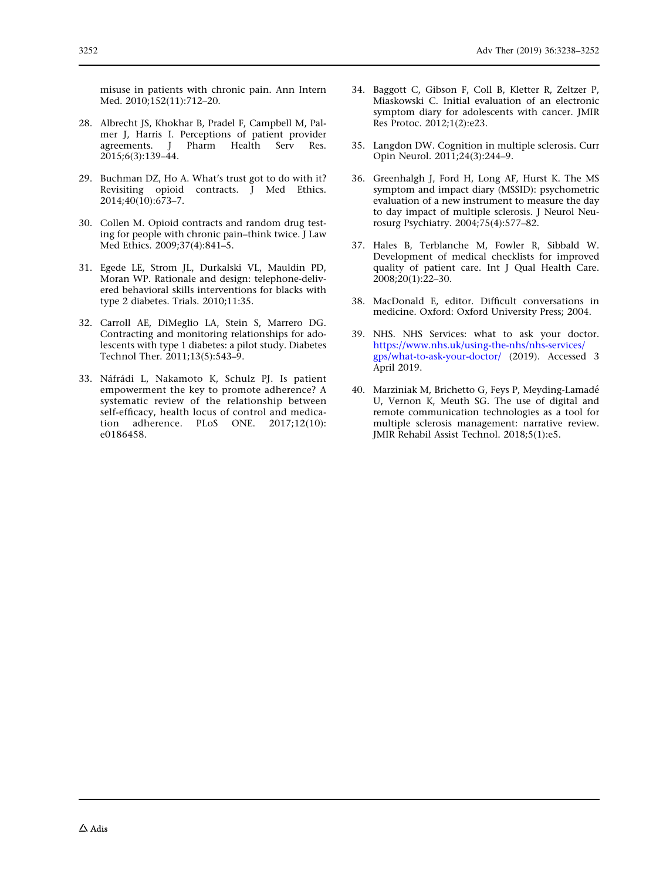misuse in patients with chronic pain. Ann Intern Med. 2010;152(11):712–20.

28. Albrecht JS, Khokhar B, Pradel F, Campbell M, Palmer J, Harris I. Perceptions of patient provider agreements. J Pharm Health Serv Res. 2015;6(3):139–44.

29. Buchman DZ, Ho A. What's trust got to do with it? Revisiting opioid contracts. J Med Ethics. 2014;40(10):673–7.

30. Collen M. Opioid contracts and random drug testing for people with chronic pain–think twice. J Law Med Ethics. 2009;37(4):841–5.

31. Egede LE, Strom JL, Durkalski VL, Mauldin PD, Moran WP. Rationale and design: telephone-delivered behavioral skills interventions for blacks with type 2 diabetes. Trials. 2010;11:35.

32. Carroll AE, DiMeglio LA, Stein S, Marrero DG. Contracting and monitoring relationships for adolescents with type 1 diabetes: a pilot study. Diabetes Technol Ther. 2011;13(5):543–9.

33. Náfrádi L, Nakamoto K, Schulz PJ. Is patient empowerment the key to promote adherence? A systematic review of the relationship between self-efficacy, health locus of control and medication adherence. PLoS ONE. 2017;12(10): e0186458.

34. Baggott C, Gibson F, Coll B, Kletter R, Zeltzer P, Miaskowski C. Initial evaluation of an electronic symptom diary for adolescents with cancer. JMIR Res Protoc. 2012;1(2):e23.

35. Langdon DW. Cognition in multiple sclerosis. Curr Opin Neurol. 2011;24(3):244–9.

36. Greenhalgh J, Ford H, Long AF, Hurst K. The MS symptom and impact diary (MSSID): psychometric evaluation of a new instrument to measure the day to day impact of multiple sclerosis. J Neurol Neurosurg Psychiatry. 2004;75(4):577–82.

37. Hales B, Terblanche M, Fowler R, Sibbald W. Development of medical checklists for improved quality of patient care. Int J Qual Health Care. 2008;20(1):22–30.

38. MacDonald E, editor. Difficult conversations in medicine. Oxford: Oxford University Press; 2004.

39. NHS. NHS Services: what to ask your doctor. https://www.nhs.uk/using-the-nhs/nhs-services/gps/what-to-ask-your-doctor/ (2019). Accessed 3 April 2019.

40. Marziniak M, Brichetto G, Feys P, Meyding-Lamadé U, Vernon K, Meuth SG. The use of digital and remote communication technologies as a tool for multiple sclerosis management: narrative review. JMIR Rehabil Assist Technol. 2018;5(1):e5.